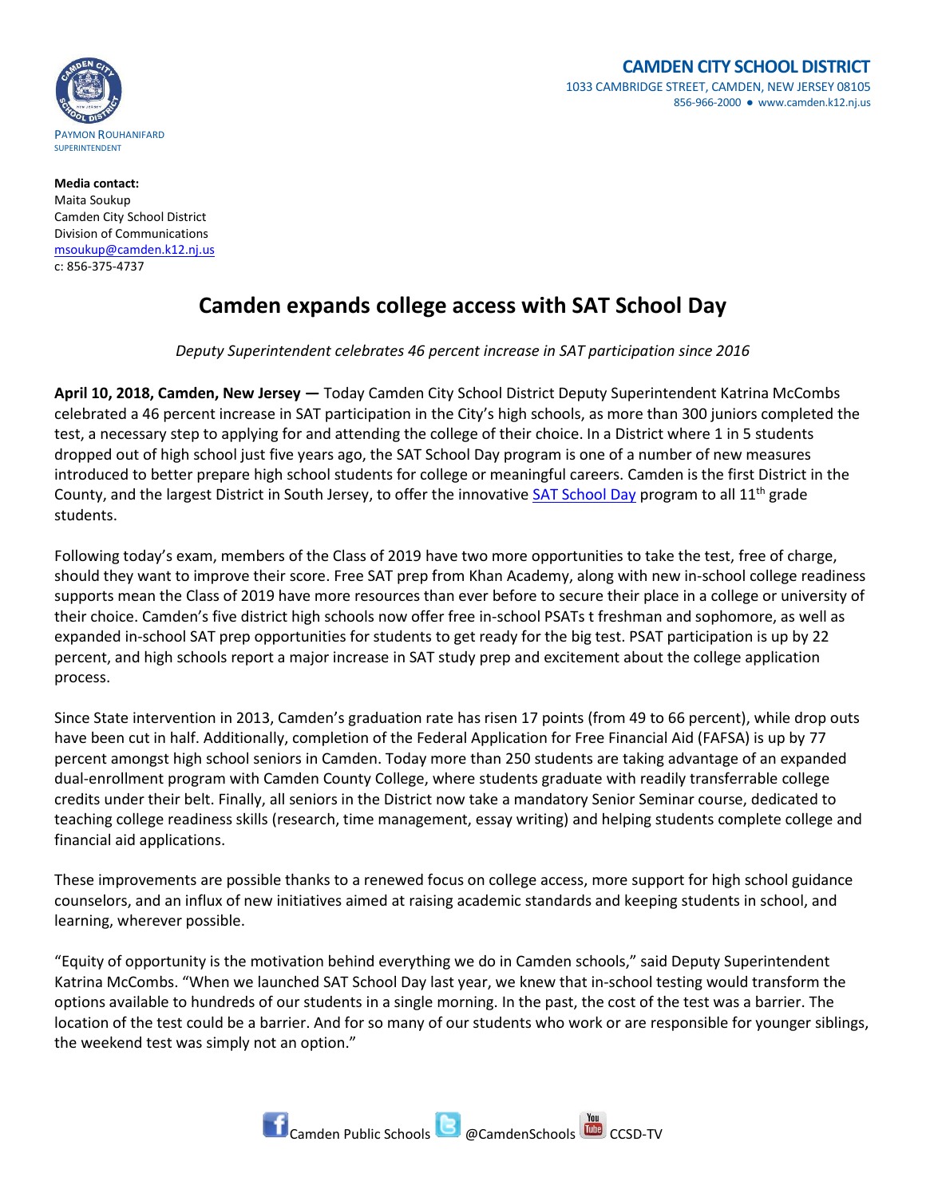PAYMON ROUHANIFARD
SUPERINTENDENT

**CAMDEN CITY SCHOOL DISTRICT**
1033 CAMBRIDGE STREET, CAMDEN, NEW JERSEY 08105
856-966-2000 ● www.camden.k12.nj.us

**Media contact:**
Maita Soukup
Camden City School District
Division of Communications
msoukup@camden.k12.nj.us
c: 856-375-4737

# Camden expands college access with SAT School Day

*Deputy Superintendent celebrates 46 percent increase in SAT participation since 2016*

**April 10, 2018, Camden, New Jersey —** Today Camden City School District Deputy Superintendent Katrina McCombs celebrated a 46 percent increase in SAT participation in the City's high schools, as more than 300 juniors completed the test, a necessary step to applying for and attending the college of their choice. In a District where 1 in 5 students dropped out of high school just five years ago, the SAT School Day program is one of a number of new measures introduced to better prepare high school students for college or meaningful careers. Camden is the first District in the County, and the largest District in South Jersey, to offer the innovative [SAT School Day](https://) program to all 11th grade students.

Following today's exam, members of the Class of 2019 have two more opportunities to take the test, free of charge, should they want to improve their score. Free SAT prep from Khan Academy, along with new in-school college readiness supports mean the Class of 2019 have more resources than ever before to secure their place in a college or university of their choice. Camden's five district high schools now offer free in-school PSATs t freshman and sophomore, as well as expanded in-school SAT prep opportunities for students to get ready for the big test. PSAT participation is up by 22 percent, and high schools report a major increase in SAT study prep and excitement about the college application process.

Since State intervention in 2013, Camden's graduation rate has risen 17 points (from 49 to 66 percent), while drop outs have been cut in half. Additionally, completion of the Federal Application for Free Financial Aid (FAFSA) is up by 77 percent amongst high school seniors in Camden. Today more than 250 students are taking advantage of an expanded dual-enrollment program with Camden County College, where students graduate with readily transferrable college credits under their belt. Finally, all seniors in the District now take a mandatory Senior Seminar course, dedicated to teaching college readiness skills (research, time management, essay writing) and helping students complete college and financial aid applications.

These improvements are possible thanks to a renewed focus on college access, more support for high school guidance counselors, and an influx of new initiatives aimed at raising academic standards and keeping students in school, and learning, wherever possible.

"Equity of opportunity is the motivation behind everything we do in Camden schools," said Deputy Superintendent Katrina McCombs. "When we launched SAT School Day last year, we knew that in-school testing would transform the options available to hundreds of our students in a single morning. In the past, the cost of the test was a barrier. The location of the test could be a barrier. And for so many of our students who work or are responsible for younger siblings, the weekend test was simply not an option."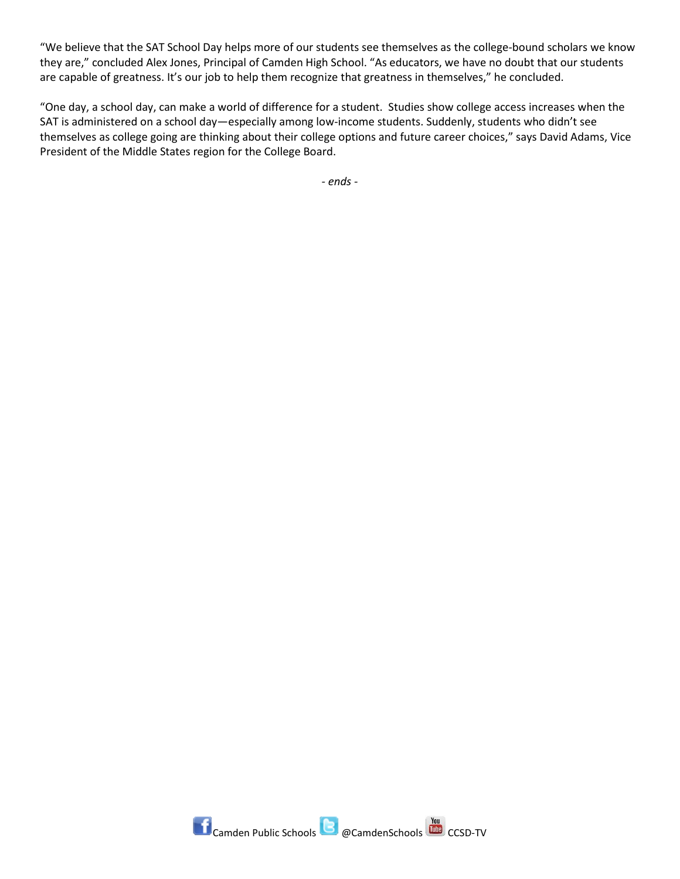"We believe that the SAT School Day helps more of our students see themselves as the college-bound scholars we know they are," concluded Alex Jones, Principal of Camden High School. "As educators, we have no doubt that our students are capable of greatness. It's our job to help them recognize that greatness in themselves," he concluded.

"One day, a school day, can make a world of difference for a student. Studies show college access increases when the SAT is administered on a school day—especially among low-income students. Suddenly, students who didn't see themselves as college going are thinking about their college options and future career choices," says David Adams, Vice President of the Middle States region for the College Board.

*- ends -*

Camden Public Schools @CamdenSchools CCSD-TV